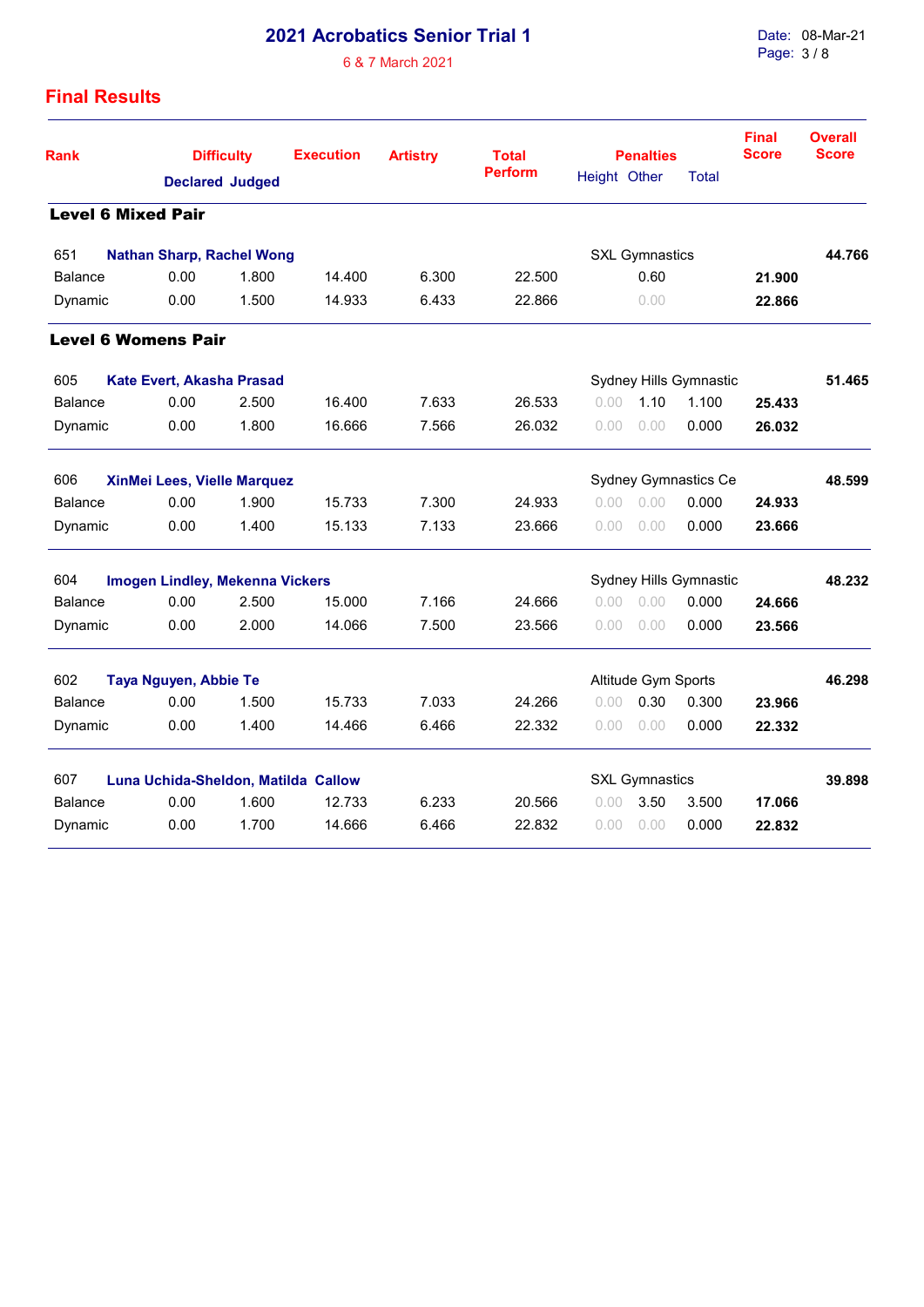# 2021 Acrobatics Senior Trial 1

6 & 7 March 2021

Date: 08-Mar-21

## Final Results

| Rank | Difficulty Declared | Difficulty Judged | Execution | Artistry | Total Perform | Penalties Height | Penalties Other | Penalties Total | Final Score | Overall Score |
|---|---|---|---|---|---|---|---|---|---|---|
| **Level 6 Mixed Pair** | | | | | | | | | | |
| 651 **Nathan Sharp, Rachel Wong** | | | | | | SXL Gymnastics | | | | **44.766** |
| Balance | 0.00 | 1.800 | 14.400 | 6.300 | 22.500 | | 0.60 | | **21.900** | |
| Dynamic | 0.00 | 1.500 | 14.933 | 6.433 | 22.866 | | 0.00 | | **22.866** | |
| **Level 6 Womens Pair** | | | | | | | | | | |
| 605 **Kate Evert, Akasha Prasad** | | | | | | Sydney Hills Gymnastic | | | | **51.465** |
| Balance | 0.00 | 2.500 | 16.400 | 7.633 | 26.533 | 0.00 | 1.10 | 1.100 | **25.433** | |
| Dynamic | 0.00 | 1.800 | 16.666 | 7.566 | 26.032 | 0.00 | 0.00 | 0.000 | **26.032** | |
| 606 **XinMei Lees, Vielle Marquez** | | | | | | Sydney Gymnastics Ce | | | | **48.599** |
| Balance | 0.00 | 1.900 | 15.733 | 7.300 | 24.933 | 0.00 | 0.00 | 0.000 | **24.933** | |
| Dynamic | 0.00 | 1.400 | 15.133 | 7.133 | 23.666 | 0.00 | 0.00 | 0.000 | **23.666** | |
| 604 **Imogen Lindley, Mekenna Vickers** | | | | | | Sydney Hills Gymnastic | | | | **48.232** |
| Balance | 0.00 | 2.500 | 15.000 | 7.166 | 24.666 | 0.00 | 0.00 | 0.000 | **24.666** | |
| Dynamic | 0.00 | 2.000 | 14.066 | 7.500 | 23.566 | 0.00 | 0.00 | 0.000 | **23.566** | |
| 602 **Taya Nguyen, Abbie Te** | | | | | | Altitude Gym Sports | | | | **46.298** |
| Balance | 0.00 | 1.500 | 15.733 | 7.033 | 24.266 | 0.00 | 0.30 | 0.300 | **23.966** | |
| Dynamic | 0.00 | 1.400 | 14.466 | 6.466 | 22.332 | 0.00 | 0.00 | 0.000 | **22.332** | |
| 607 **Luna Uchida-Sheldon, Matilda Callow** | | | | | | SXL Gymnastics | | | | **39.898** |
| Balance | 0.00 | 1.600 | 12.733 | 6.233 | 20.566 | 0.00 | 3.50 | 3.500 | **17.066** | |
| Dynamic | 0.00 | 1.700 | 14.666 | 6.466 | 22.832 | 0.00 | 0.00 | 0.000 | **22.832** | |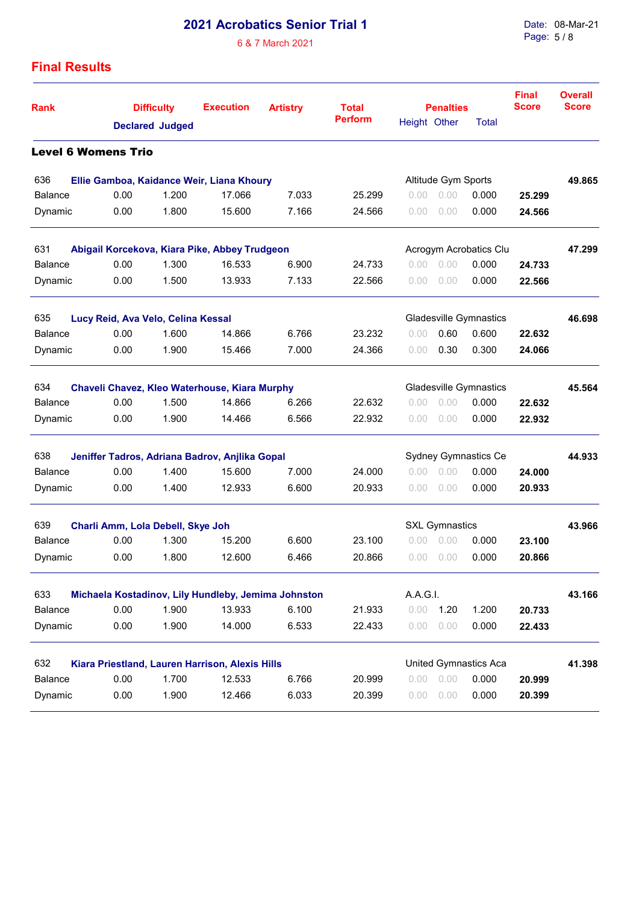# 2021 Acrobatics Senior Trial 1

6 & 7 March 2021

Date: 08-Mar-21

## Final Results

### Level 6 Womens Trio

| Rank | Difficulty Declared | Difficulty Judged | Execution | Artistry | Total Perform | Penalties Height | Penalties Other | Penalties Total | Final Score | Overall Score |
|---|---|---|---|---|---|---|---|---|---|---|
| 636 | **Ellie Gamboa, Kaidance Weir, Liana Khoury** | | | | | Altitude Gym Sports | | | | **49.865** |
| Balance | 0.00 | 1.200 | 17.066 | 7.033 | 25.299 | 0.00 | 0.00 | 0.000 | **25.299** | |
| Dynamic | 0.00 | 1.800 | 15.600 | 7.166 | 24.566 | 0.00 | 0.00 | 0.000 | **24.566** | |
| 631 | **Abigail Korcekova, Kiara Pike, Abbey Trudgeon** | | | | | Acrogym Acrobatics Clu | | | | **47.299** |
| Balance | 0.00 | 1.300 | 16.533 | 6.900 | 24.733 | 0.00 | 0.00 | 0.000 | **24.733** | |
| Dynamic | 0.00 | 1.500 | 13.933 | 7.133 | 22.566 | 0.00 | 0.00 | 0.000 | **22.566** | |
| 635 | **Lucy Reid, Ava Velo, Celina Kessal** | | | | | Gladesville Gymnastics | | | | **46.698** |
| Balance | 0.00 | 1.600 | 14.866 | 6.766 | 23.232 | 0.00 | 0.60 | 0.600 | **22.632** | |
| Dynamic | 0.00 | 1.900 | 15.466 | 7.000 | 24.366 | 0.00 | 0.30 | 0.300 | **24.066** | |
| 634 | **Chaveli Chavez, Kleo Waterhouse, Kiara Murphy** | | | | | Gladesville Gymnastics | | | | **45.564** |
| Balance | 0.00 | 1.500 | 14.866 | 6.266 | 22.632 | 0.00 | 0.00 | 0.000 | **22.632** | |
| Dynamic | 0.00 | 1.900 | 14.466 | 6.566 | 22.932 | 0.00 | 0.00 | 0.000 | **22.932** | |
| 638 | **Jeniffer Tadros, Adriana Badrov, Anjlika Gopal** | | | | | Sydney Gymnastics Ce | | | | **44.933** |
| Balance | 0.00 | 1.400 | 15.600 | 7.000 | 24.000 | 0.00 | 0.00 | 0.000 | **24.000** | |
| Dynamic | 0.00 | 1.400 | 12.933 | 6.600 | 20.933 | 0.00 | 0.00 | 0.000 | **20.933** | |
| 639 | **Charli Amm, Lola Debell, Skye Joh** | | | | | SXL Gymnastics | | | | **43.966** |
| Balance | 0.00 | 1.300 | 15.200 | 6.600 | 23.100 | 0.00 | 0.00 | 0.000 | **23.100** | |
| Dynamic | 0.00 | 1.800 | 12.600 | 6.466 | 20.866 | 0.00 | 0.00 | 0.000 | **20.866** | |
| 633 | **Michaela Kostadinov, Lily Hundleby, Jemima Johnston** | | | | | A.A.G.I. | | | | **43.166** |
| Balance | 0.00 | 1.900 | 13.933 | 6.100 | 21.933 | 0.00 | 1.20 | 1.200 | **20.733** | |
| Dynamic | 0.00 | 1.900 | 14.000 | 6.533 | 22.433 | 0.00 | 0.00 | 0.000 | **22.433** | |
| 632 | **Kiara Priestland, Lauren Harrison, Alexis Hills** | | | | | United Gymnastics Aca | | | | **41.398** |
| Balance | 0.00 | 1.700 | 12.533 | 6.766 | 20.999 | 0.00 | 0.00 | 0.000 | **20.999** | |
| Dynamic | 0.00 | 1.900 | 12.466 | 6.033 | 20.399 | 0.00 | 0.00 | 0.000 | **20.399** | |